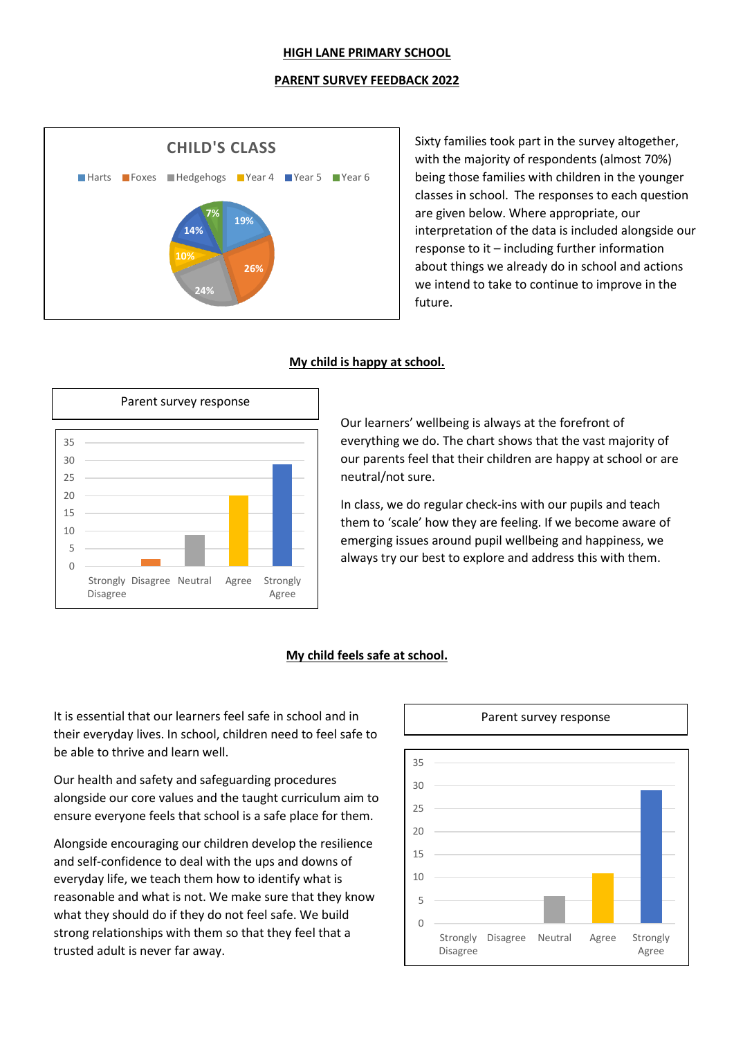# HIGH LANE PRIMARY SCHOOL

## PARENT SURVEY FEEDBACK 2022

**CHILD'S CLASS**

Harts, Foxes, Hedgehogs, Year 4, Year 5, Year 6

19%, 26%, 24%, 10%, 14%, 7%

Sixty families took part in the survey altogether, with the majority of respondents (almost 70%) being those families with children in the younger classes in school. The responses to each question are given below. Where appropriate, our interpretation of the data is included alongside our response to it – including further information about things we already do in school and actions we intend to take to continue to improve in the future.

### My child is happy at school.

Parent survey response

Strongly Disagree, Disagree, Neutral, Agree, Strongly Agree

Our learners' wellbeing is always at the forefront of everything we do. The chart shows that the vast majority of our parents feel that their children are happy at school or are neutral/not sure.

In class, we do regular check-ins with our pupils and teach them to 'scale' how they are feeling. If we become aware of emerging issues around pupil wellbeing and happiness, we always try our best to explore and address this with them.

### My child feels safe at school.

It is essential that our learners feel safe in school and in their everyday lives. In school, children need to feel safe to be able to thrive and learn well.

Our health and safety and safeguarding procedures alongside our core values and the taught curriculum aim to ensure everyone feels that school is a safe place for them.

Alongside encouraging our children develop the resilience and self-confidence to deal with the ups and downs of everyday life, we teach them how to identify what is reasonable and what is not. We make sure that they know what they should do if they do not feel safe. We build strong relationships with them so that they feel that a trusted adult is never far away.

Parent survey response

Strongly Disagree, Disagree, Neutral, Agree, Strongly Agree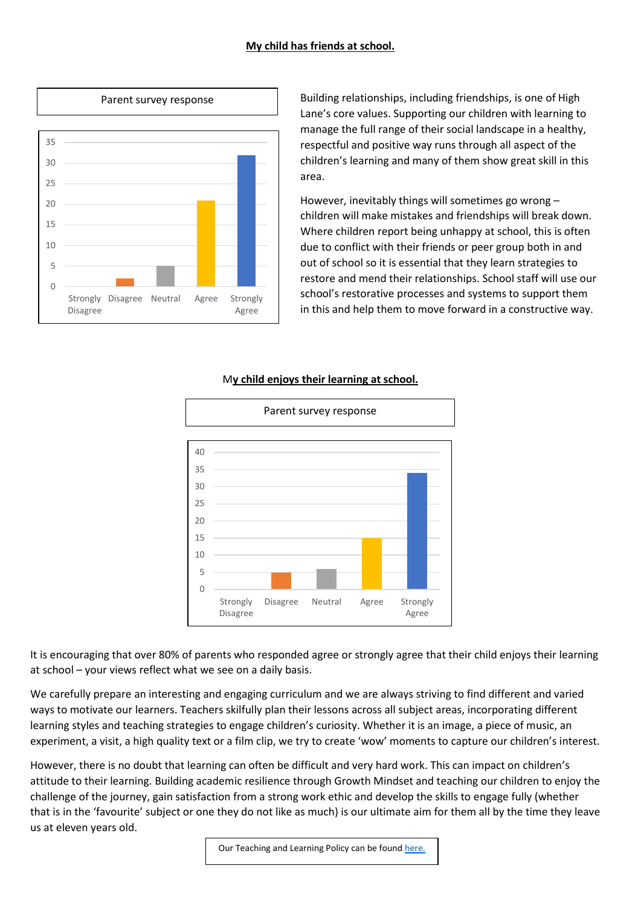**My child has friends at school.**

Parent survey response

| Response | Count |
|---|---|
| Strongly Disagree | 0 |
| Disagree | 2 |
| Neutral | 5 |
| Agree | 21 |
| Strongly Agree | 32 |

Building relationships, including friendships, is one of High Lane's core values. Supporting our children with learning to manage the full range of their social landscape in a healthy, respectful and positive way runs through all aspect of the children's learning and many of them show great skill in this area.

However, inevitably things will sometimes go wrong – children will make mistakes and friendships will break down. Where children report being unhappy at school, this is often due to conflict with their friends or peer group both in and out of school so it is essential that they learn strategies to restore and mend their relationships. School staff will use our school's restorative processes and systems to support them in this and help them to move forward in a constructive way.

**My child enjoys their learning at school.**

Parent survey response

| Response | Count |
|---|---|
| Strongly Disagree | 0 |
| Disagree | 5 |
| Neutral | 6 |
| Agree | 15 |
| Strongly Agree | 34 |

It is encouraging that over 80% of parents who responded agree or strongly agree that their child enjoys their learning at school – your views reflect what we see on a daily basis.

We carefully prepare an interesting and engaging curriculum and we are always striving to find different and varied ways to motivate our learners. Teachers skilfully plan their lessons across all subject areas, incorporating different learning styles and teaching strategies to engage children's curiosity. Whether it is an image, a piece of music, an experiment, a visit, a high quality text or a film clip, we try to create 'wow' moments to capture our children's interest.

However, there is no doubt that learning can often be difficult and very hard work. This can impact on children's attitude to their learning. Building academic resilience through Growth Mindset and teaching our children to enjoy the challenge of the journey, gain satisfaction from a strong work ethic and develop the skills to engage fully (whether that is in the 'favourite' subject or one they do not like as much) is our ultimate aim for them all by the time they leave us at eleven years old.

Our Teaching and Learning Policy can be found here.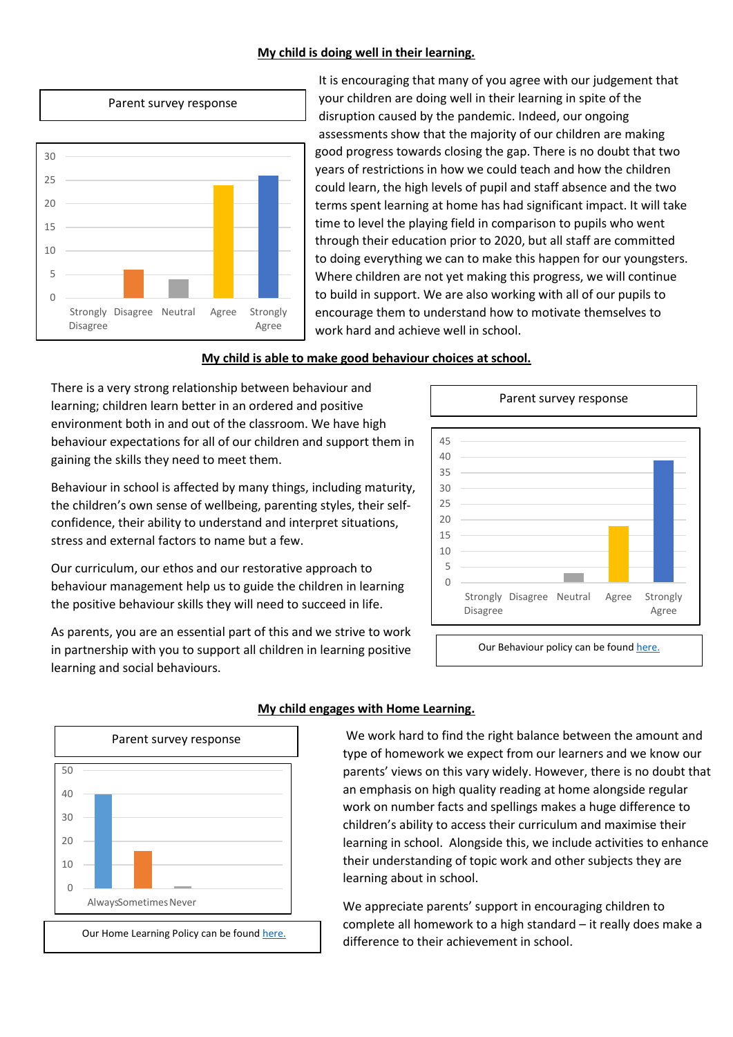## My child is doing well in their learning.

Parent survey response

It is encouraging that many of you agree with our judgement that your children are doing well in their learning in spite of the disruption caused by the pandemic. Indeed, our ongoing assessments show that the majority of our children are making good progress towards closing the gap. There is no doubt that two years of restrictions in how we could teach and how the children could learn, the high levels of pupil and staff absence and the two terms spent learning at home has had significant impact. It will take time to level the playing field in comparison to pupils who went through their education prior to 2020, but all staff are committed to doing everything we can to make this happen for our youngsters. Where children are not yet making this progress, we will continue to build in support. We are also working with all of our pupils to encourage them to understand how to motivate themselves to work hard and achieve well in school.

## My child is able to make good behaviour choices at school.

There is a very strong relationship between behaviour and learning; children learn better in an ordered and positive environment both in and out of the classroom. We have high behaviour expectations for all of our children and support them in gaining the skills they need to meet them.

Behaviour in school is affected by many things, including maturity, the children's own sense of wellbeing, parenting styles, their self-confidence, their ability to understand and interpret situations, stress and external factors to name but a few.

Our curriculum, our ethos and our restorative approach to behaviour management help us to guide the children in learning the positive behaviour skills they will need to succeed in life.

As parents, you are an essential part of this and we strive to work in partnership with you to support all children in learning positive learning and social behaviours.

Parent survey response

Our Behaviour policy can be found here.

## My child engages with Home Learning.

Parent survey response

Our Home Learning Policy can be found here.

We work hard to find the right balance between the amount and type of homework we expect from our learners and we know our parents' views on this vary widely. However, there is no doubt that an emphasis on high quality reading at home alongside regular work on number facts and spellings makes a huge difference to children's ability to access their curriculum and maximise their learning in school. Alongside this, we include activities to enhance their understanding of topic work and other subjects they are learning about in school.

We appreciate parents' support in encouraging children to complete all homework to a high standard – it really does make a difference to their achievement in school.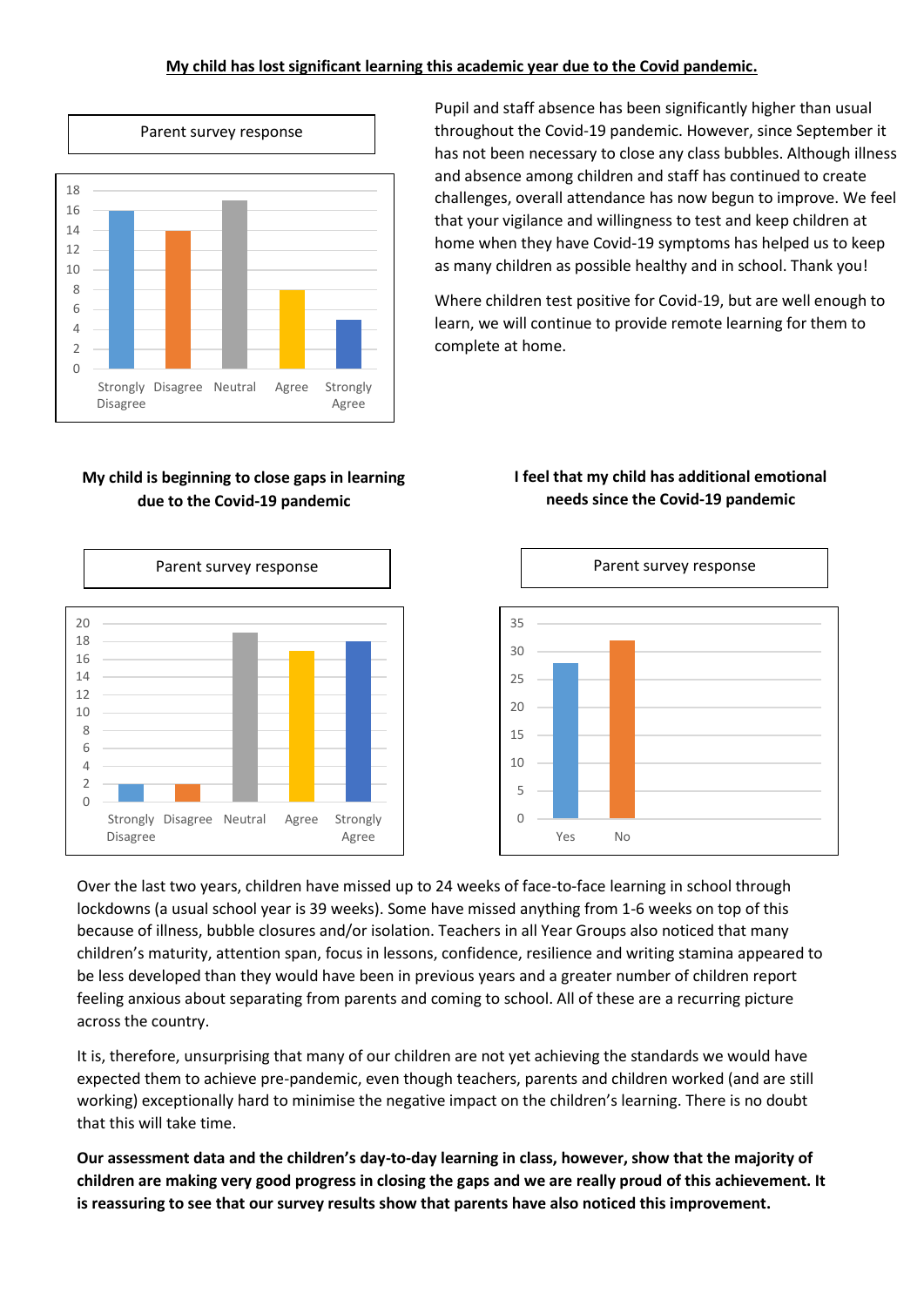**My child has lost significant learning this academic year due to the Covid pandemic.**

Parent survey response

| Response | Count |
|---|---|
| Strongly Disagree | 16 |
| Disagree | 14 |
| Neutral | 17 |
| Agree | 8 |
| Strongly Agree | 5 |

Pupil and staff absence has been significantly higher than usual throughout the Covid-19 pandemic. However, since September it has not been necessary to close any class bubbles. Although illness and absence among children and staff has continued to create challenges, overall attendance has now begun to improve. We feel that your vigilance and willingness to test and keep children at home when they have Covid-19 symptoms has helped us to keep as many children as possible healthy and in school. Thank you!

Where children test positive for Covid-19, but are well enough to learn, we will continue to provide remote learning for them to complete at home.

**My child is beginning to close gaps in learning due to the Covid-19 pandemic**

Parent survey response

| Response | Count |
|---|---|
| Strongly Disagree | 2 |
| Disagree | 2 |
| Neutral | 19 |
| Agree | 17 |
| Strongly Agree | 18 |

**I feel that my child has additional emotional needs since the Covid-19 pandemic**

Parent survey response

| Response | Count |
|---|---|
| Yes | 28 |
| No | 32 |

Over the last two years, children have missed up to 24 weeks of face-to-face learning in school through lockdowns (a usual school year is 39 weeks). Some have missed anything from 1-6 weeks on top of this because of illness, bubble closures and/or isolation. Teachers in all Year Groups also noticed that many children's maturity, attention span, focus in lessons, confidence, resilience and writing stamina appeared to be less developed than they would have been in previous years and a greater number of children report feeling anxious about separating from parents and coming to school. All of these are a recurring picture across the country.

It is, therefore, unsurprising that many of our children are not yet achieving the standards we would have expected them to achieve pre-pandemic, even though teachers, parents and children worked (and are still working) exceptionally hard to minimise the negative impact on the children's learning. There is no doubt that this will take time.

**Our assessment data and the children's day-to-day learning in class, however, show that the majority of children are making very good progress in closing the gaps and we are really proud of this achievement. It is reassuring to see that our survey results show that parents have also noticed this improvement.**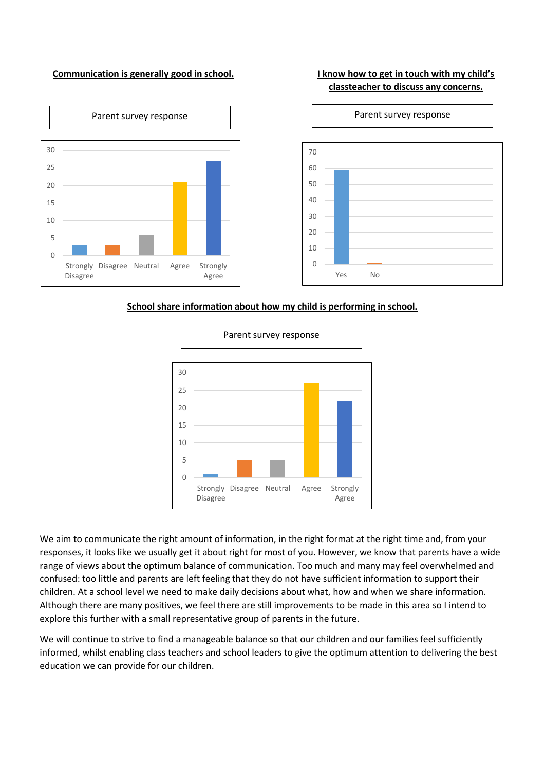**Communication is generally good in school.**

Parent survey response

**I know how to get in touch with my child's classteacher to discuss any concerns.**

Parent survey response

**School share information about how my child is performing in school.**

Parent survey response

We aim to communicate the right amount of information, in the right format at the right time and, from your responses, it looks like we usually get it about right for most of you. However, we know that parents have a wide range of views about the optimum balance of communication. Too much and many may feel overwhelmed and confused: too little and parents are left feeling that they do not have sufficient information to support their children. At a school level we need to make daily decisions about what, how and when we share information. Although there are many positives, we feel there are still improvements to be made in this area so I intend to explore this further with a small representative group of parents in the future.

We will continue to strive to find a manageable balance so that our children and our families feel sufficiently informed, whilst enabling class teachers and school leaders to give the optimum attention to delivering the best education we can provide for our children.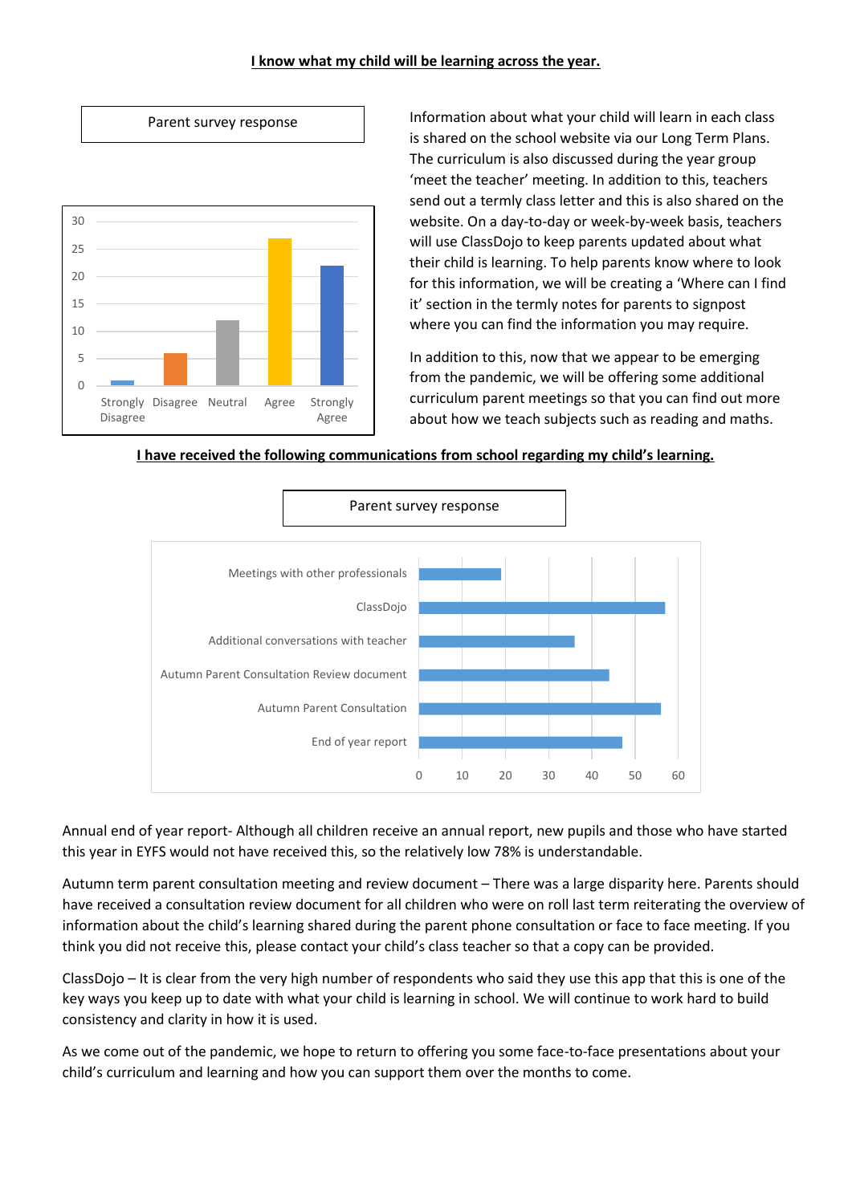**I know what my child will be learning across the year.**

Parent survey response

| Response | Count |
|---|---|
| Strongly Disagree | 1 |
| Disagree | 6 |
| Neutral | 12 |
| Agree | 27 |
| Strongly Agree | 22 |

Information about what your child will learn in each class is shared on the school website via our Long Term Plans. The curriculum is also discussed during the year group 'meet the teacher' meeting. In addition to this, teachers send out a termly class letter and this is also shared on the website. On a day-to-day or week-by-week basis, teachers will use ClassDojo to keep parents updated about what their child is learning. To help parents know where to look for this information, we will be creating a 'Where can I find it' section in the termly notes for parents to signpost where you can find the information you may require.

In addition to this, now that we appear to be emerging from the pandemic, we will be offering some additional curriculum parent meetings so that you can find out more about how we teach subjects such as reading and maths.

**I have received the following communications from school regarding my child's learning.**

Parent survey response

| Communication | Count |
|---|---|
| Meetings with other professionals | 19 |
| ClassDojo | 57 |
| Additional conversations with teacher | 36 |
| Autumn Parent Consultation Review document | 44 |
| Autumn Parent Consultation | 56 |
| End of year report | 47 |

Annual end of year report- Although all children receive an annual report, new pupils and those who have started this year in EYFS would not have received this, so the relatively low 78% is understandable.

Autumn term parent consultation meeting and review document – There was a large disparity here. Parents should have received a consultation review document for all children who were on roll last term reiterating the overview of information about the child's learning shared during the parent phone consultation or face to face meeting. If you think you did not receive this, please contact your child's class teacher so that a copy can be provided.

ClassDojo – It is clear from the very high number of respondents who said they use this app that this is one of the key ways you keep up to date with what your child is learning in school. We will continue to work hard to build consistency and clarity in how it is used.

As we come out of the pandemic, we hope to return to offering you some face-to-face presentations about your child's curriculum and learning and how you can support them over the months to come.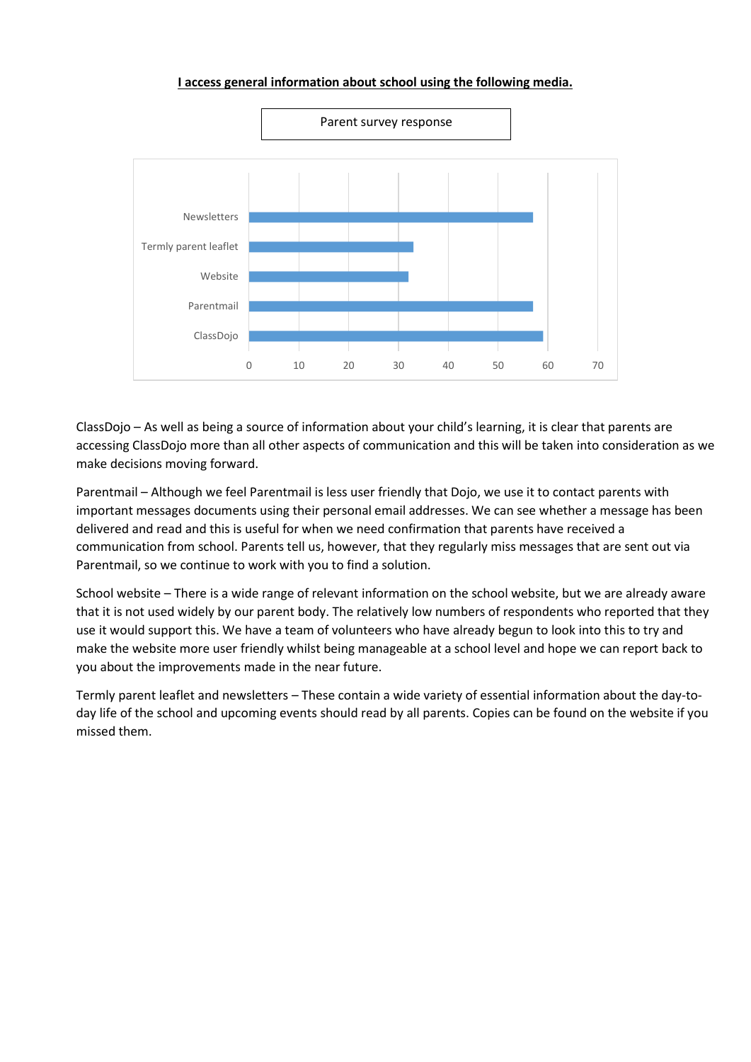**<u>I access general information about school using the following media.</u>**

Parent survey response

| | |
|---|---|
| Newsletters | 57 |
| Termly parent leaflet | 33 |
| Website | 32 |
| Parentmail | 57 |
| ClassDojo | 59 |

ClassDojo – As well as being a source of information about your child's learning, it is clear that parents are accessing ClassDojo more than all other aspects of communication and this will be taken into consideration as we make decisions moving forward.

Parentmail – Although we feel Parentmail is less user friendly that Dojo, we use it to contact parents with important messages documents using their personal email addresses. We can see whether a message has been delivered and read and this is useful for when we need confirmation that parents have received a communication from school. Parents tell us, however, that they regularly miss messages that are sent out via Parentmail, so we continue to work with you to find a solution.

School website – There is a wide range of relevant information on the school website, but we are already aware that it is not used widely by our parent body. The relatively low numbers of respondents who reported that they use it would support this. We have a team of volunteers who have already begun to look into this to try and make the website more user friendly whilst being manageable at a school level and hope we can report back to you about the improvements made in the near future.

Termly parent leaflet and newsletters – These contain a wide variety of essential information about the day-to-day life of the school and upcoming events should read by all parents. Copies can be found on the website if you missed them.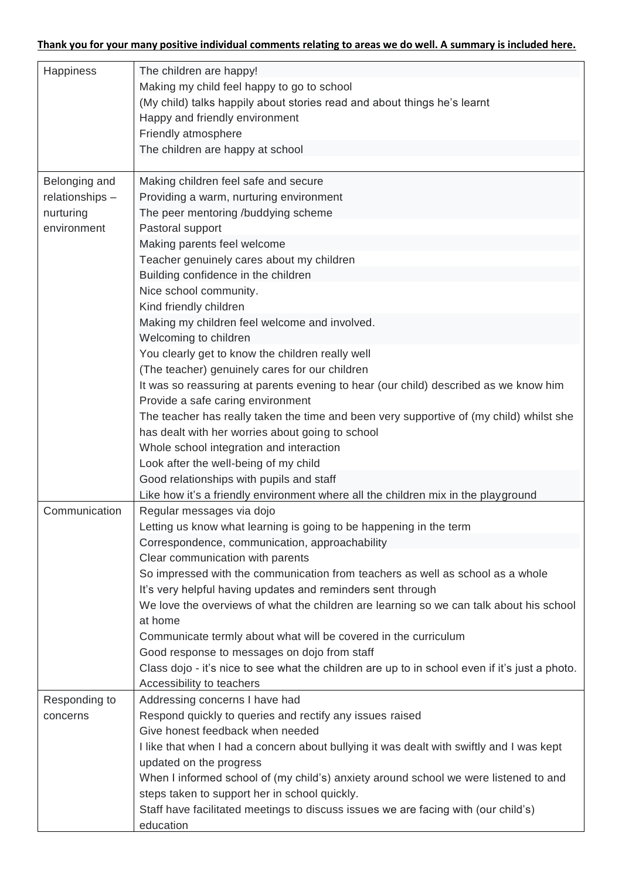**Thank you for your many positive individual comments relating to areas we do well. A summary is included here.**

| | |
|---|---|
| Happiness | The children are happy!<br>Making my child feel happy to go to school<br>(My child) talks happily about stories read and about things he's learnt<br>Happy and friendly environment<br>Friendly atmosphere<br>The children are happy at school |
| Belonging and relationships – nurturing environment | Making children feel safe and secure<br>Providing a warm, nurturing environment<br>The peer mentoring /buddying scheme<br>Pastoral support<br>Making parents feel welcome<br>Teacher genuinely cares about my children<br>Building confidence in the children<br>Nice school community.<br>Kind friendly children<br>Making my children feel welcome and involved.<br>Welcoming to children<br>You clearly get to know the children really well<br>(The teacher) genuinely cares for our children<br>It was so reassuring at parents evening to hear (our child) described as we know him<br>Provide a safe caring environment<br>The teacher has really taken the time and been very supportive of (my child) whilst she has dealt with her worries about going to school<br>Whole school integration and interaction<br>Look after the well-being of my child<br>Good relationships with pupils and staff<br>Like how it's a friendly environment where all the children mix in the playground |
| Communication | Regular messages via dojo<br>Letting us know what learning is going to be happening in the term<br>Correspondence, communication, approachability<br>Clear communication with parents<br>So impressed with the communication from teachers as well as school as a whole<br>It's very helpful having updates and reminders sent through<br>We love the overviews of what the children are learning so we can talk about his school at home<br>Communicate termly about what will be covered in the curriculum<br>Good response to messages on dojo from staff<br>Class dojo - it's nice to see what the children are up to in school even if it's just a photo.<br>Accessibility to teachers |
| Responding to concerns | Addressing concerns I have had<br>Respond quickly to queries and rectify any issues raised<br>Give honest feedback when needed<br>I like that when I had a concern about bullying it was dealt with swiftly and I was kept updated on the progress<br>When I informed school of (my child's) anxiety around school we were listened to and steps taken to support her in school quickly.<br>Staff have facilitated meetings to discuss issues we are facing with (our child's) education |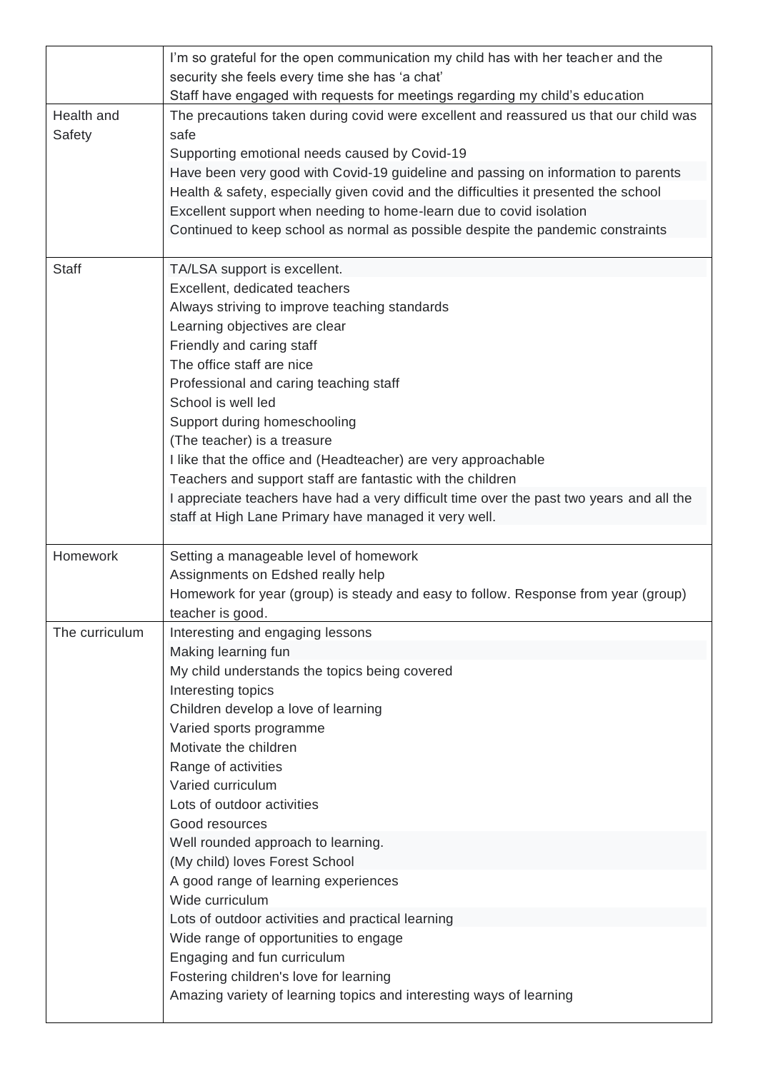|  |  |
|---|---|
|  | I'm so grateful for the open communication my child has with her teacher and the security she feels every time she has 'a chat'<br>Staff have engaged with requests for meetings regarding my child's education |
| Health and Safety | The precautions taken during covid were excellent and reassured us that our child was safe<br>Supporting emotional needs caused by Covid-19<br>Have been very good with Covid-19 guideline and passing on information to parents<br>Health & safety, especially given covid and the difficulties it presented the school<br>Excellent support when needing to home-learn due to covid isolation<br>Continued to keep school as normal as possible despite the pandemic constraints |
| Staff | TA/LSA support is excellent.<br>Excellent, dedicated teachers<br>Always striving to improve teaching standards<br>Learning objectives are clear<br>Friendly and caring staff<br>The office staff are nice<br>Professional and caring teaching staff<br>School is well led<br>Support during homeschooling<br>(The teacher) is a treasure<br>I like that the office and (Headteacher) are very approachable<br>Teachers and support staff are fantastic with the children<br>I appreciate teachers have had a very difficult time over the past two years and all the staff at High Lane Primary have managed it very well. |
| Homework | Setting a manageable level of homework<br>Assignments on Edshed really help<br>Homework for year (group) is steady and easy to follow. Response from year (group) teacher is good. |
| The curriculum | Interesting and engaging lessons<br>Making learning fun<br>My child understands the topics being covered<br>Interesting topics<br>Children develop a love of learning<br>Varied sports programme<br>Motivate the children<br>Range of activities<br>Varied curriculum<br>Lots of outdoor activities<br>Good resources<br>Well rounded approach to learning.<br>(My child) loves Forest School<br>A good range of learning experiences<br>Wide curriculum<br>Lots of outdoor activities and practical learning<br>Wide range of opportunities to engage<br>Engaging and fun curriculum<br>Fostering children's love for learning<br>Amazing variety of learning topics and interesting ways of learning |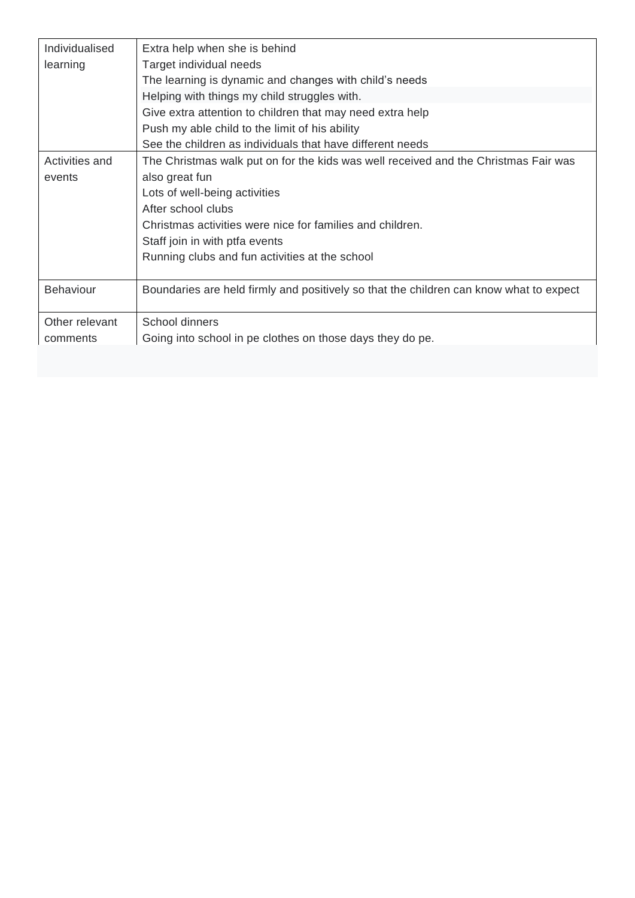| | |
|---|---|
| Individualised learning | Extra help when she is behind<br>Target individual needs<br>The learning is dynamic and changes with child's needs<br>Helping with things my child struggles with.<br>Give extra attention to children that may need extra help<br>Push my able child to the limit of his ability<br>See the children as individuals that have different needs |
| Activities and events | The Christmas walk put on for the kids was well received and the Christmas Fair was also great fun<br>Lots of well-being activities<br>After school clubs<br>Christmas activities were nice for families and children.<br>Staff join in with ptfa events<br>Running clubs and fun activities at the school |
| Behaviour | Boundaries are held firmly and positively so that the children can know what to expect |
| Other relevant comments | School dinners<br>Going into school in pe clothes on those days they do pe. |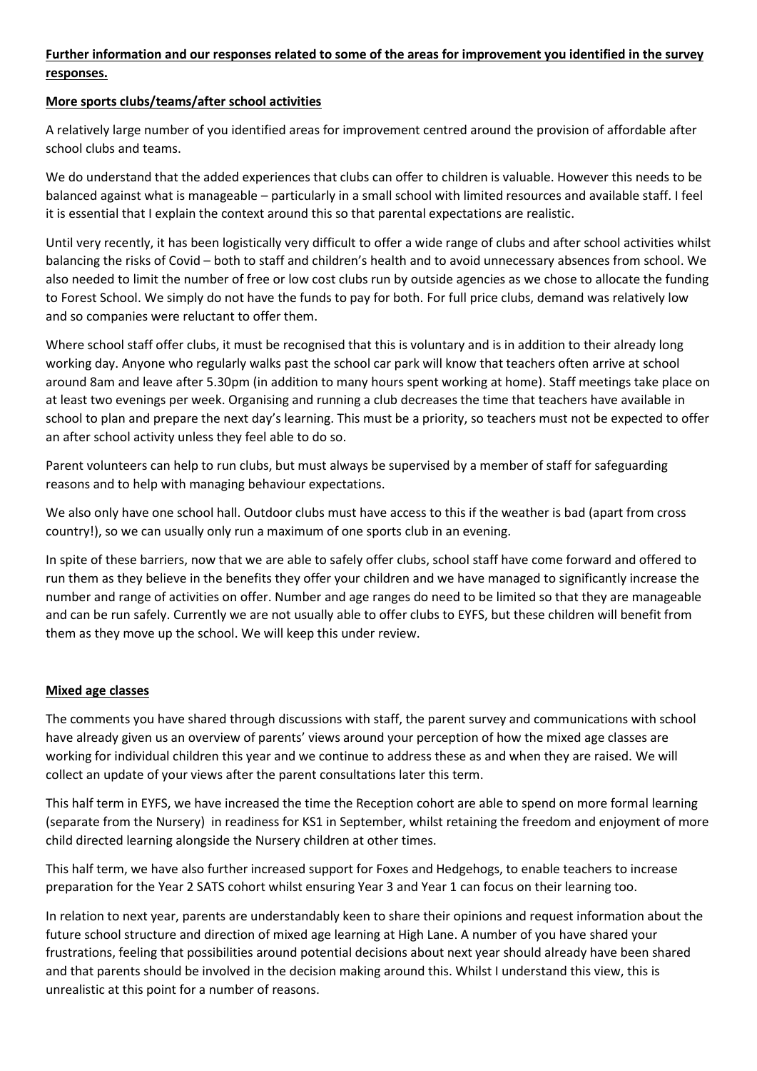**<u>Further information and our responses related to some of the areas for improvement you identified in the survey responses.</u>**

**<u>More sports clubs/teams/after school activities</u>**

A relatively large number of you identified areas for improvement centred around the provision of affordable after school clubs and teams.

We do understand that the added experiences that clubs can offer to children is valuable. However this needs to be balanced against what is manageable – particularly in a small school with limited resources and available staff. I feel it is essential that I explain the context around this so that parental expectations are realistic.

Until very recently, it has been logistically very difficult to offer a wide range of clubs and after school activities whilst balancing the risks of Covid – both to staff and children's health and to avoid unnecessary absences from school. We also needed to limit the number of free or low cost clubs run by outside agencies as we chose to allocate the funding to Forest School. We simply do not have the funds to pay for both. For full price clubs, demand was relatively low and so companies were reluctant to offer them.

Where school staff offer clubs, it must be recognised that this is voluntary and is in addition to their already long working day. Anyone who regularly walks past the school car park will know that teachers often arrive at school around 8am and leave after 5.30pm (in addition to many hours spent working at home). Staff meetings take place on at least two evenings per week. Organising and running a club decreases the time that teachers have available in school to plan and prepare the next day's learning. This must be a priority, so teachers must not be expected to offer an after school activity unless they feel able to do so.

Parent volunteers can help to run clubs, but must always be supervised by a member of staff for safeguarding reasons and to help with managing behaviour expectations.

We also only have one school hall. Outdoor clubs must have access to this if the weather is bad (apart from cross country!), so we can usually only run a maximum of one sports club in an evening.

In spite of these barriers, now that we are able to safely offer clubs, school staff have come forward and offered to run them as they believe in the benefits they offer your children and we have managed to significantly increase the number and range of activities on offer. Number and age ranges do need to be limited so that they are manageable and can be run safely. Currently we are not usually able to offer clubs to EYFS, but these children will benefit from them as they move up the school. We will keep this under review.

**<u>Mixed age classes</u>**

The comments you have shared through discussions with staff, the parent survey and communications with school have already given us an overview of parents' views around your perception of how the mixed age classes are working for individual children this year and we continue to address these as and when they are raised. We will collect an update of your views after the parent consultations later this term.

This half term in EYFS, we have increased the time the Reception cohort are able to spend on more formal learning (separate from the Nursery) in readiness for KS1 in September, whilst retaining the freedom and enjoyment of more child directed learning alongside the Nursery children at other times.

This half term, we have also further increased support for Foxes and Hedgehogs, to enable teachers to increase preparation for the Year 2 SATS cohort whilst ensuring Year 3 and Year 1 can focus on their learning too.

In relation to next year, parents are understandably keen to share their opinions and request information about the future school structure and direction of mixed age learning at High Lane. A number of you have shared your frustrations, feeling that possibilities around potential decisions about next year should already have been shared and that parents should be involved in the decision making around this. Whilst I understand this view, this is unrealistic at this point for a number of reasons.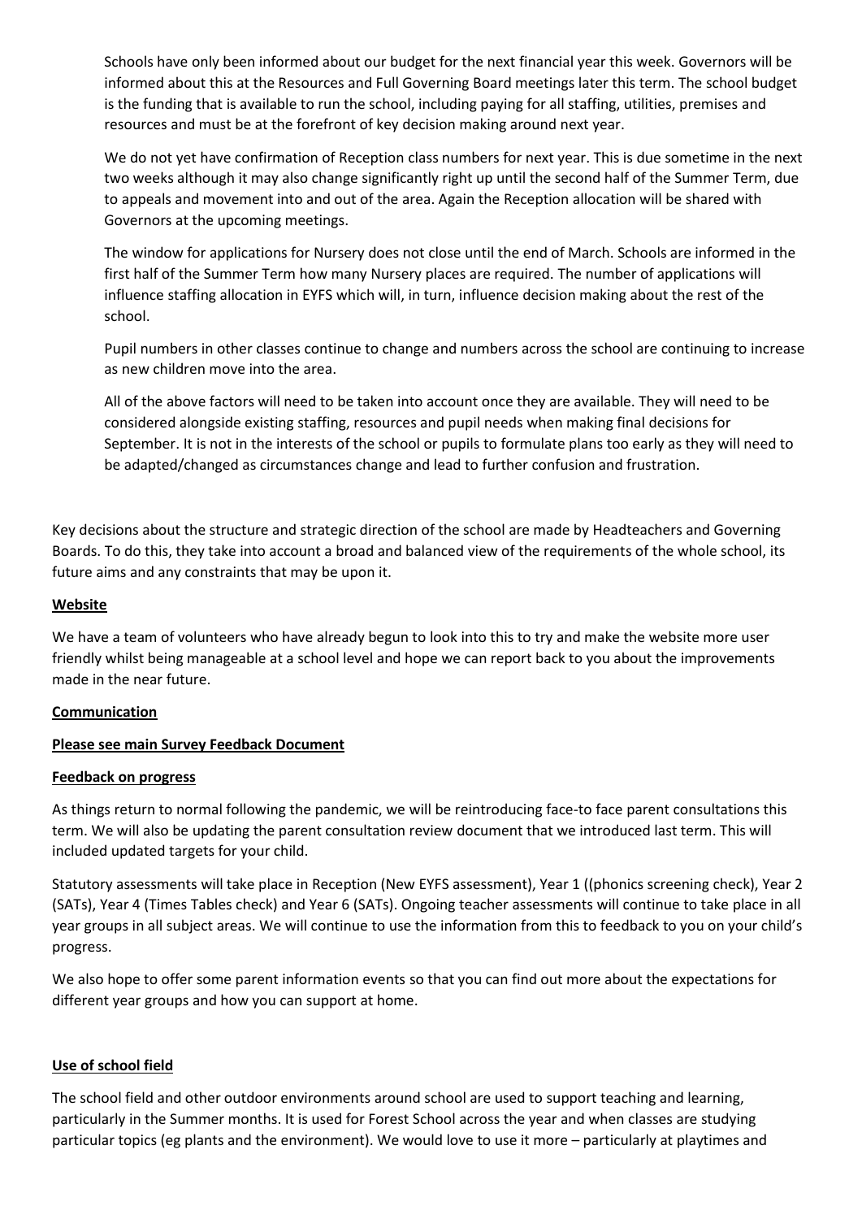Schools have only been informed about our budget for the next financial year this week. Governors will be informed about this at the Resources and Full Governing Board meetings later this term. The school budget is the funding that is available to run the school, including paying for all staffing, utilities, premises and resources and must be at the forefront of key decision making around next year.

We do not yet have confirmation of Reception class numbers for next year. This is due sometime in the next two weeks although it may also change significantly right up until the second half of the Summer Term, due to appeals and movement into and out of the area. Again the Reception allocation will be shared with Governors at the upcoming meetings.

The window for applications for Nursery does not close until the end of March. Schools are informed in the first half of the Summer Term how many Nursery places are required. The number of applications will influence staffing allocation in EYFS which will, in turn, influence decision making about the rest of the school.

Pupil numbers in other classes continue to change and numbers across the school are continuing to increase as new children move into the area.

All of the above factors will need to be taken into account once they are available. They will need to be considered alongside existing staffing, resources and pupil needs when making final decisions for September. It is not in the interests of the school or pupils to formulate plans too early as they will need to be adapted/changed as circumstances change and lead to further confusion and frustration.

Key decisions about the structure and strategic direction of the school are made by Headteachers and Governing Boards. To do this, they take into account a broad and balanced view of the requirements of the whole school, its future aims and any constraints that may be upon it.

**Website**

We have a team of volunteers who have already begun to look into this to try and make the website more user friendly whilst being manageable at a school level and hope we can report back to you about the improvements made in the near future.

**Communication**

**Please see main Survey Feedback Document**

**Feedback on progress**

As things return to normal following the pandemic, we will be reintroducing face-to face parent consultations this term. We will also be updating the parent consultation review document that we introduced last term. This will included updated targets for your child.

Statutory assessments will take place in Reception (New EYFS assessment), Year 1 ((phonics screening check), Year 2 (SATs), Year 4 (Times Tables check) and Year 6 (SATs). Ongoing teacher assessments will continue to take place in all year groups in all subject areas. We will continue to use the information from this to feedback to you on your child's progress.

We also hope to offer some parent information events so that you can find out more about the expectations for different year groups and how you can support at home.

**Use of school field**

The school field and other outdoor environments around school are used to support teaching and learning, particularly in the Summer months. It is used for Forest School across the year and when classes are studying particular topics (eg plants and the environment). We would love to use it more – particularly at playtimes and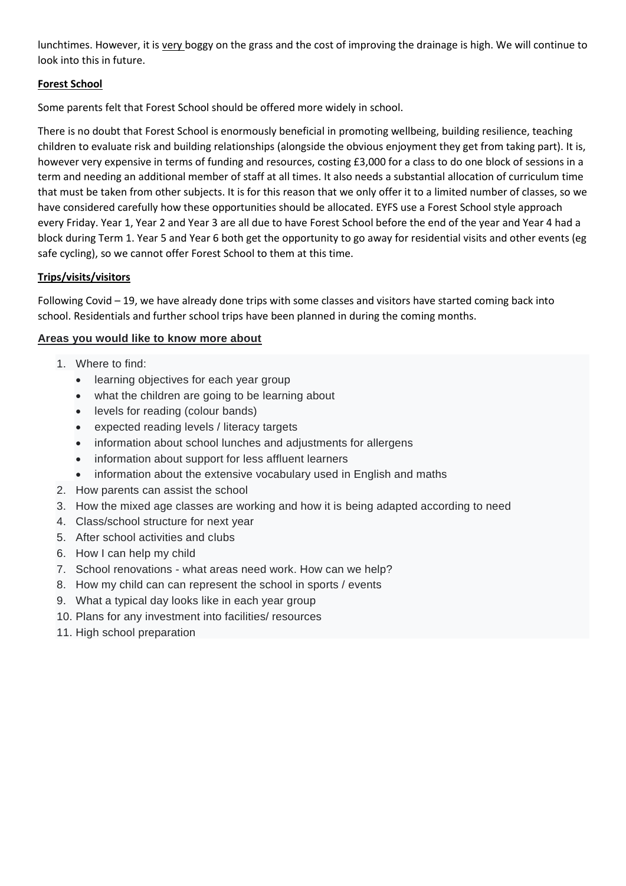lunchtimes. However, it is very boggy on the grass and the cost of improving the drainage is high. We will continue to look into this in future.

**Forest School**

Some parents felt that Forest School should be offered more widely in school.

There is no doubt that Forest School is enormously beneficial in promoting wellbeing, building resilience, teaching children to evaluate risk and building relationships (alongside the obvious enjoyment they get from taking part). It is, however very expensive in terms of funding and resources, costing £3,000 for a class to do one block of sessions in a term and needing an additional member of staff at all times. It also needs a substantial allocation of curriculum time that must be taken from other subjects. It is for this reason that we only offer it to a limited number of classes, so we have considered carefully how these opportunities should be allocated. EYFS use a Forest School style approach every Friday. Year 1, Year 2 and Year 3 are all due to have Forest School before the end of the year and Year 4 had a block during Term 1. Year 5 and Year 6 both get the opportunity to go away for residential visits and other events (eg safe cycling), so we cannot offer Forest School to them at this time.

**Trips/visits/visitors**

Following Covid – 19, we have already done trips with some classes and visitors have started coming back into school. Residentials and further school trips have been planned in during the coming months.

**Areas you would like to know more about**

1. Where to find:
   - learning objectives for each year group
   - what the children are going to be learning about
   - levels for reading (colour bands)
   - expected reading levels / literacy targets
   - information about school lunches and adjustments for allergens
   - information about support for less affluent learners
   - information about the extensive vocabulary used in English and maths
2. How parents can assist the school
3. How the mixed age classes are working and how it is being adapted according to need
4. Class/school structure for next year
5. After school activities and clubs
6. How I can help my child
7. School renovations - what areas need work. How can we help?
8. How my child can can represent the school in sports / events
9. What a typical day looks like in each year group
10. Plans for any investment into facilities/ resources
11. High school preparation